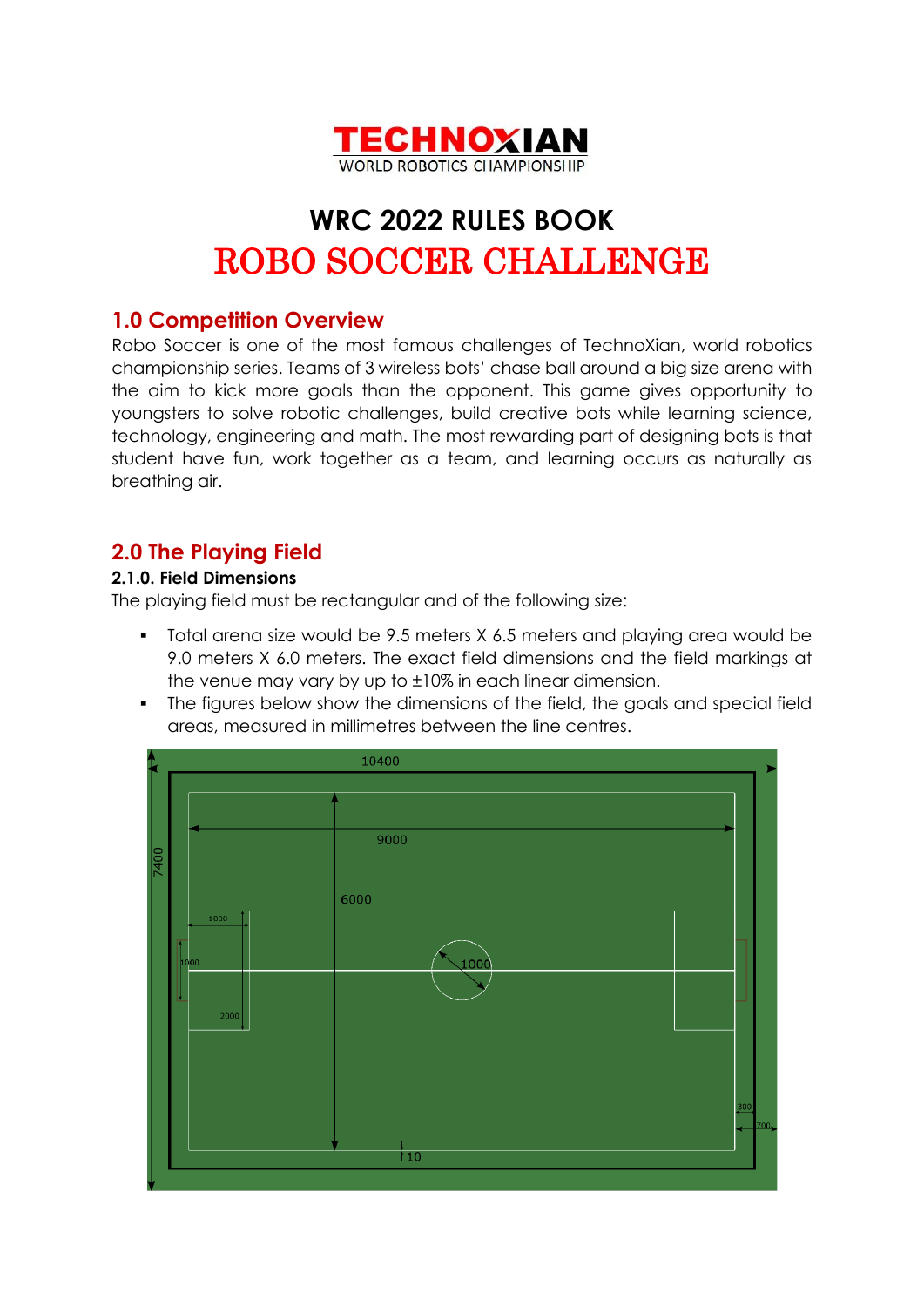TECHNOXIAN
WORLD ROBOTICS CHAMPIONSHIP

# WRC 2022 RULES BOOK

# ROBO SOCCER CHALLENGE

## 1.0 Competition Overview

Robo Soccer is one of the most famous challenges of TechnoXian, world robotics championship series. Teams of 3 wireless bots' chase ball around a big size arena with the aim to kick more goals than the opponent. This game gives opportunity to youngsters to solve robotic challenges, build creative bots while learning science, technology, engineering and math. The most rewarding part of designing bots is that student have fun, work together as a team, and learning occurs as naturally as breathing air.

## 2.0 The Playing Field

### 2.1.0. Field Dimensions

The playing field must be rectangular and of the following size:

- Total arena size would be 9.5 meters X 6.5 meters and playing area would be 9.0 meters X 6.0 meters. The exact field dimensions and the field markings at the venue may vary by up to ±10% in each linear dimension.
- The figures below show the dimensions of the field, the goals and special field areas, measured in millimetres between the line centres.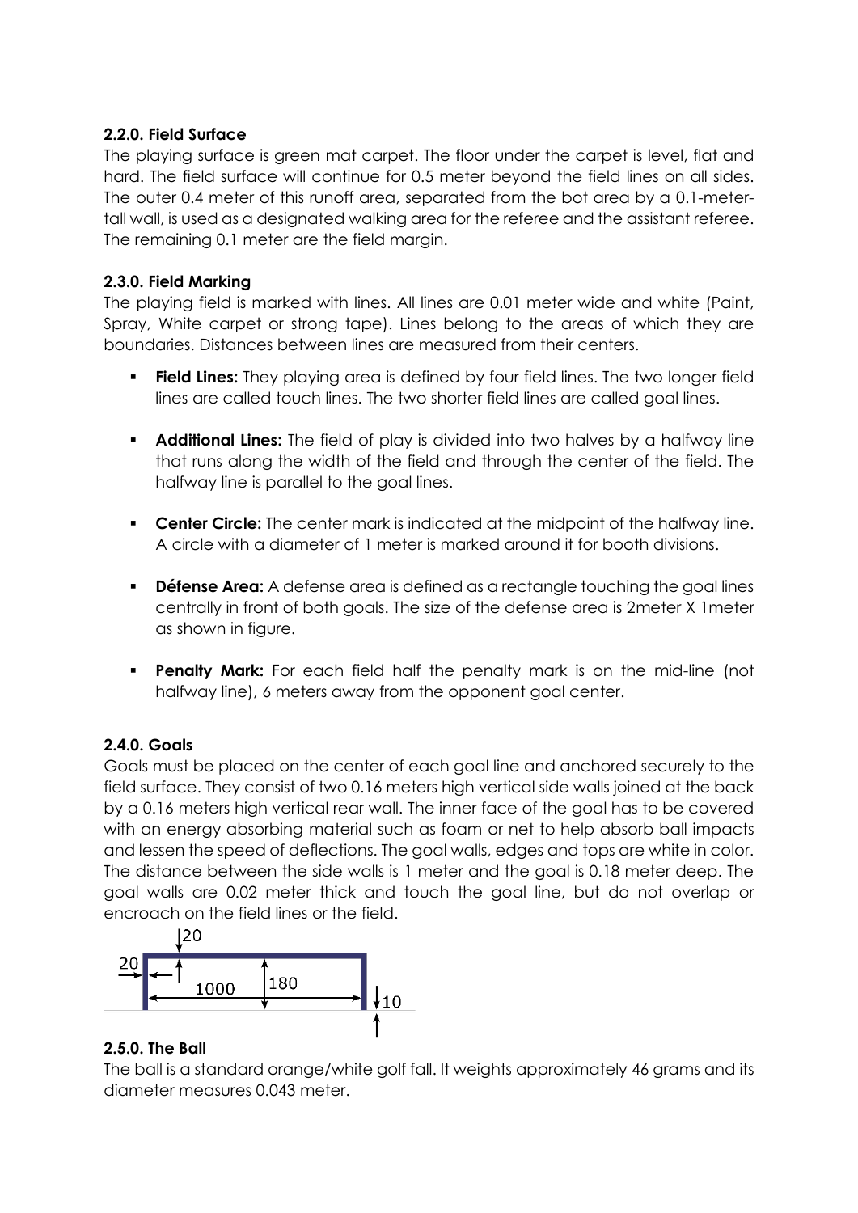#### 2.2.0. Field Surface

The playing surface is green mat carpet. The floor under the carpet is level, flat and hard. The field surface will continue for 0.5 meter beyond the field lines on all sides. The outer 0.4 meter of this runoff area, separated from the bot area by a 0.1-meter-tall wall, is used as a designated walking area for the referee and the assistant referee. The remaining 0.1 meter are the field margin.

#### 2.3.0. Field Marking

The playing field is marked with lines. All lines are 0.01 meter wide and white (Paint, Spray, White carpet or strong tape). Lines belong to the areas of which they are boundaries. Distances between lines are measured from their centers.

- **Field Lines:** They playing area is defined by four field lines. The two longer field lines are called touch lines. The two shorter field lines are called goal lines.
- **Additional Lines:** The field of play is divided into two halves by a halfway line that runs along the width of the field and through the center of the field. The halfway line is parallel to the goal lines.
- **Center Circle:** The center mark is indicated at the midpoint of the halfway line. A circle with a diameter of 1 meter is marked around it for booth divisions.
- **Défense Area:** A defense area is defined as a rectangle touching the goal lines centrally in front of both goals. The size of the defense area is 2meter X 1meter as shown in figure.
- **Penalty Mark:** For each field half the penalty mark is on the mid-line (not halfway line), 6 meters away from the opponent goal center.

#### 2.4.0. Goals

Goals must be placed on the center of each goal line and anchored securely to the field surface. They consist of two 0.16 meters high vertical side walls joined at the back by a 0.16 meters high vertical rear wall. The inner face of the goal has to be covered with an energy absorbing material such as foam or net to help absorb ball impacts and lessen the speed of deflections. The goal walls, edges and tops are white in color. The distance between the side walls is 1 meter and the goal is 0.18 meter deep. The goal walls are 0.02 meter thick and touch the goal line, but do not overlap or encroach on the field lines or the field.

20

20 1000 180 10

#### 2.5.0. The Ball

The ball is a standard orange/white golf fall. It weights approximately 46 grams and its diameter measures 0.043 meter.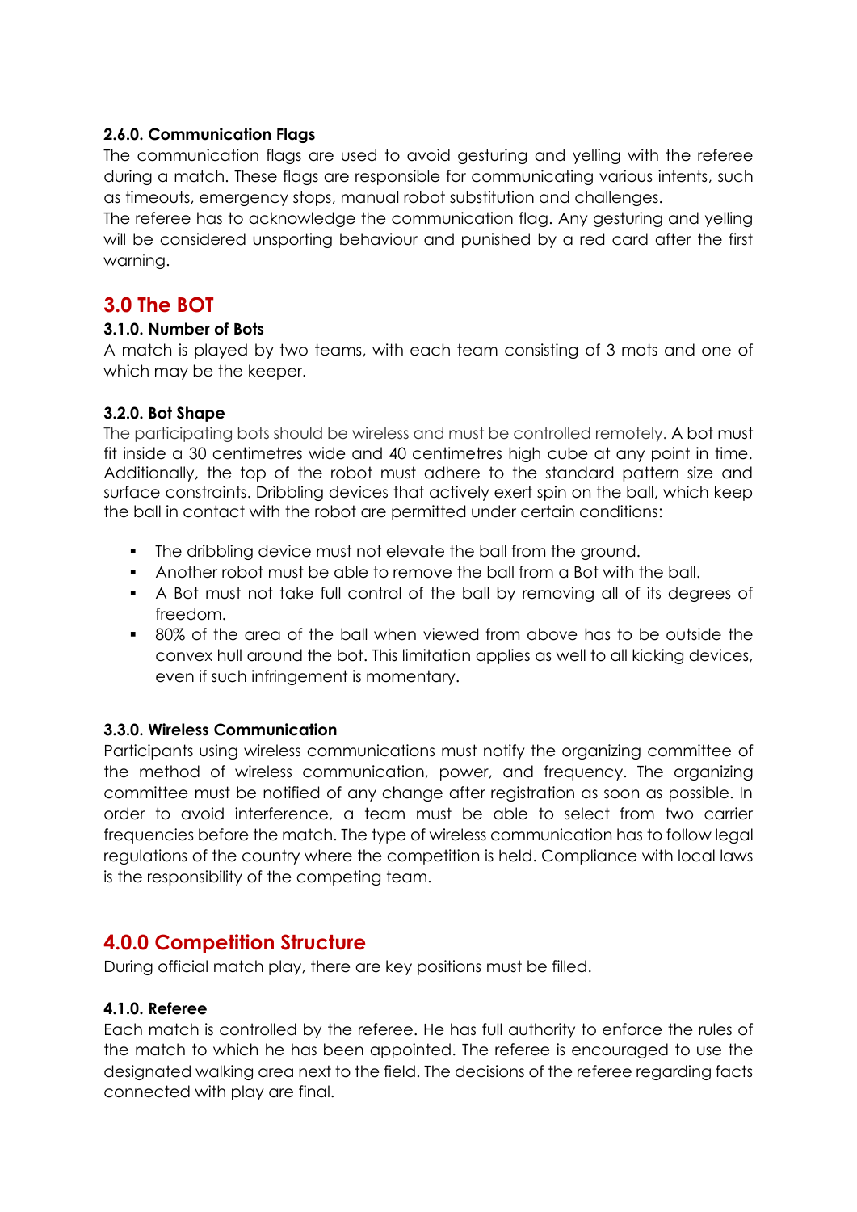#### 2.6.0. Communication Flags

The communication flags are used to avoid gesturing and yelling with the referee during a match. These flags are responsible for communicating various intents, such as timeouts, emergency stops, manual robot substitution and challenges.

The referee has to acknowledge the communication flag. Any gesturing and yelling will be considered unsporting behaviour and punished by a red card after the first warning.

## 3.0 The BOT

#### 3.1.0. Number of Bots

A match is played by two teams, with each team consisting of 3 mots and one of which may be the keeper.

#### 3.2.0. Bot Shape

The participating bots should be wireless and must be controlled remotely. A bot must fit inside a 30 centimetres wide and 40 centimetres high cube at any point in time. Additionally, the top of the robot must adhere to the standard pattern size and surface constraints. Dribbling devices that actively exert spin on the ball, which keep the ball in contact with the robot are permitted under certain conditions:

- The dribbling device must not elevate the ball from the ground.
- Another robot must be able to remove the ball from a Bot with the ball.
- A Bot must not take full control of the ball by removing all of its degrees of freedom.
- 80% of the area of the ball when viewed from above has to be outside the convex hull around the bot. This limitation applies as well to all kicking devices, even if such infringement is momentary.

#### 3.3.0. Wireless Communication

Participants using wireless communications must notify the organizing committee of the method of wireless communication, power, and frequency. The organizing committee must be notified of any change after registration as soon as possible. In order to avoid interference, a team must be able to select from two carrier frequencies before the match. The type of wireless communication has to follow legal regulations of the country where the competition is held. Compliance with local laws is the responsibility of the competing team.

## 4.0.0 Competition Structure

During official match play, there are key positions must be filled.

#### 4.1.0. Referee

Each match is controlled by the referee. He has full authority to enforce the rules of the match to which he has been appointed. The referee is encouraged to use the designated walking area next to the field. The decisions of the referee regarding facts connected with play are final.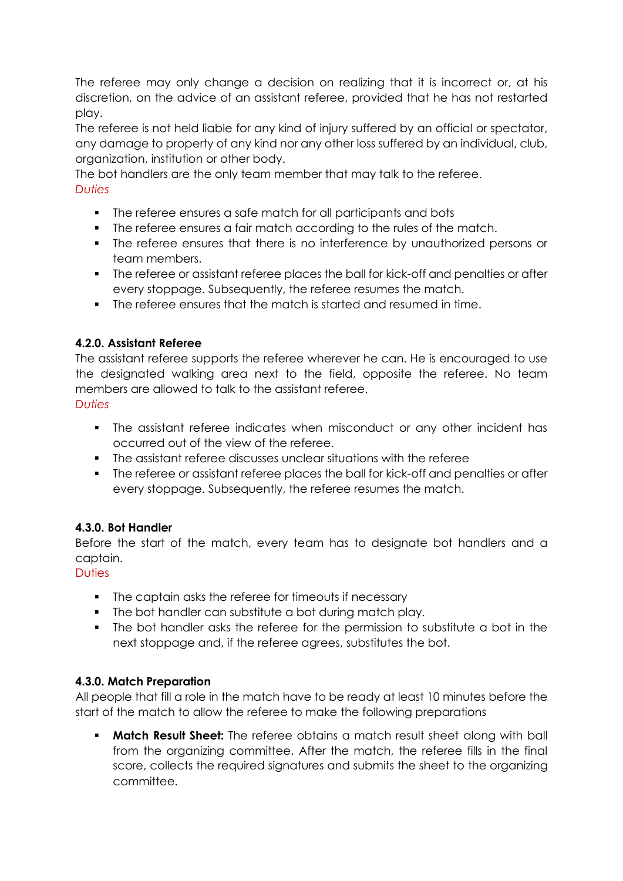The referee may only change a decision on realizing that it is incorrect or, at his discretion, on the advice of an assistant referee, provided that he has not restarted play.
The referee is not held liable for any kind of injury suffered by an official or spectator, any damage to property of any kind nor any other loss suffered by an individual, club, organization, institution or other body.
The bot handlers are the only team member that may talk to the referee.
*Duties*

- The referee ensures a safe match for all participants and bots
- The referee ensures a fair match according to the rules of the match.
- The referee ensures that there is no interference by unauthorized persons or team members.
- The referee or assistant referee places the ball for kick-off and penalties or after every stoppage. Subsequently, the referee resumes the match.
- The referee ensures that the match is started and resumed in time.

#### 4.2.0. Assistant Referee

The assistant referee supports the referee wherever he can. He is encouraged to use the designated walking area next to the field, opposite the referee. No team members are allowed to talk to the assistant referee.
*Duties*

- The assistant referee indicates when misconduct or any other incident has occurred out of the view of the referee.
- The assistant referee discusses unclear situations with the referee
- The referee or assistant referee places the ball for kick-off and penalties or after every stoppage. Subsequently, the referee resumes the match.

#### 4.3.0. Bot Handler

Before the start of the match, every team has to designate bot handlers and a captain.
Duties

- The captain asks the referee for timeouts if necessary
- The bot handler can substitute a bot during match play.
- The bot handler asks the referee for the permission to substitute a bot in the next stoppage and, if the referee agrees, substitutes the bot.

#### 4.3.0. Match Preparation

All people that fill a role in the match have to be ready at least 10 minutes before the start of the match to allow the referee to make the following preparations

- **Match Result Sheet:** The referee obtains a match result sheet along with ball from the organizing committee. After the match, the referee fills in the final score, collects the required signatures and submits the sheet to the organizing committee.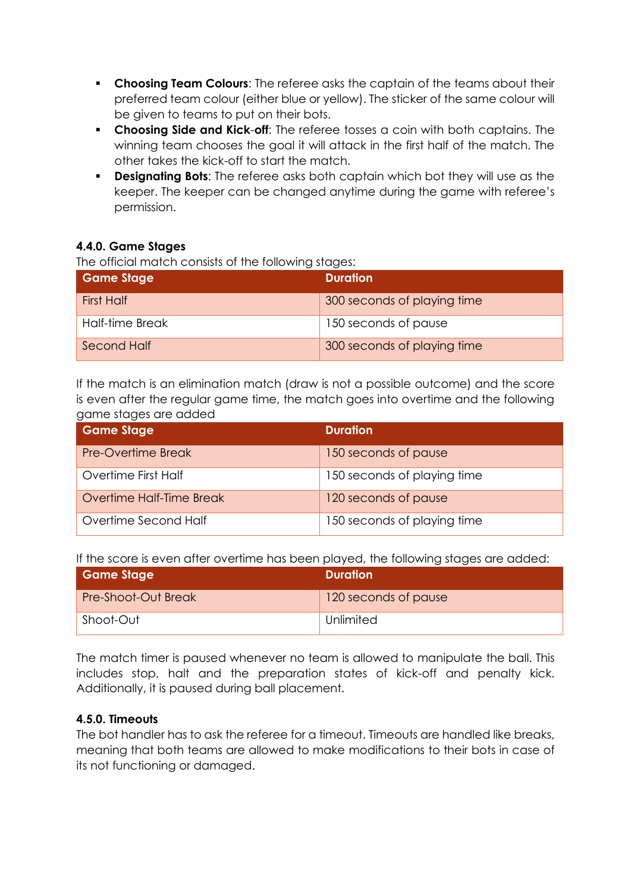- **Choosing Team Colours**: The referee asks the captain of the teams about their preferred team colour (either blue or yellow). The sticker of the same colour will be given to teams to put on their bots.
- **Choosing Side and Kick-off**: The referee tosses a coin with both captains. The winning team chooses the goal it will attack in the first half of the match. The other takes the kick-off to start the match.
- **Designating Bots**: The referee asks both captain which bot they will use as the keeper. The keeper can be changed anytime during the game with referee's permission.

#### 4.4.0. Game Stages

The official match consists of the following stages:

| Game Stage | Duration |
|---|---|
| First Half | 300 seconds of playing time |
| Half-time Break | 150 seconds of pause |
| Second Half | 300 seconds of playing time |

If the match is an elimination match (draw is not a possible outcome) and the score is even after the regular game time, the match goes into overtime and the following game stages are added

| Game Stage | Duration |
|---|---|
| Pre-Overtime Break | 150 seconds of pause |
| Overtime First Half | 150 seconds of playing time |
| Overtime Half-Time Break | 120 seconds of pause |
| Overtime Second Half | 150 seconds of playing time |

If the score is even after overtime has been played, the following stages are added:

| Game Stage | Duration |
|---|---|
| Pre-Shoot-Out Break | 120 seconds of pause |
| Shoot-Out | Unlimited |

The match timer is paused whenever no team is allowed to manipulate the ball. This includes stop, halt and the preparation states of kick-off and penalty kick. Additionally, it is paused during ball placement.

#### 4.5.0. Timeouts

The bot handler has to ask the referee for a timeout. Timeouts are handled like breaks, meaning that both teams are allowed to make modifications to their bots in case of its not functioning or damaged.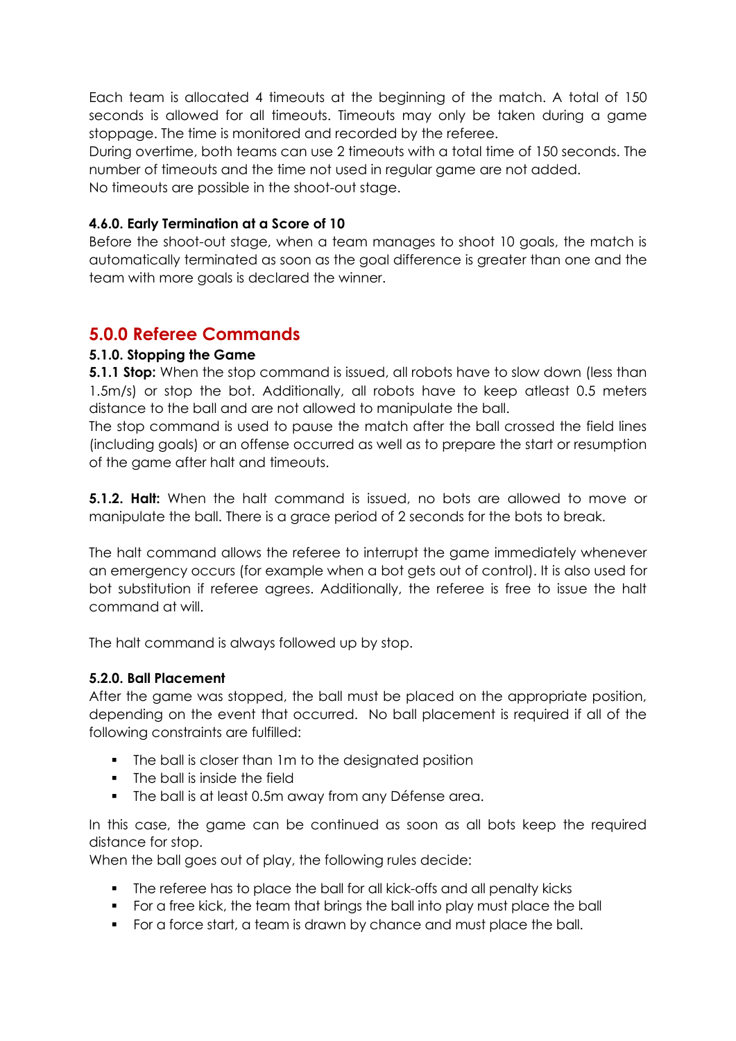Each team is allocated 4 timeouts at the beginning of the match. A total of 150 seconds is allowed for all timeouts. Timeouts may only be taken during a game stoppage. The time is monitored and recorded by the referee.
During overtime, both teams can use 2 timeouts with a total time of 150 seconds. The number of timeouts and the time not used in regular game are not added.
No timeouts are possible in the shoot-out stage.

### 4.6.0. Early Termination at a Score of 10

Before the shoot-out stage, when a team manages to shoot 10 goals, the match is automatically terminated as soon as the goal difference is greater than one and the team with more goals is declared the winner.

## 5.0.0 Referee Commands

### 5.1.0. Stopping the Game

**5.1.1 Stop:** When the stop command is issued, all robots have to slow down (less than 1.5m/s) or stop the bot. Additionally, all robots have to keep atleast 0.5 meters distance to the ball and are not allowed to manipulate the ball.
The stop command is used to pause the match after the ball crossed the field lines (including goals) or an offense occurred as well as to prepare the start or resumption of the game after halt and timeouts.

**5.1.2. Halt:** When the halt command is issued, no bots are allowed to move or manipulate the ball. There is a grace period of 2 seconds for the bots to break.

The halt command allows the referee to interrupt the game immediately whenever an emergency occurs (for example when a bot gets out of control). It is also used for bot substitution if referee agrees. Additionally, the referee is free to issue the halt command at will.

The halt command is always followed up by stop.

### 5.2.0. Ball Placement

After the game was stopped, the ball must be placed on the appropriate position, depending on the event that occurred. No ball placement is required if all of the following constraints are fulfilled:

- The ball is closer than 1m to the designated position
- The ball is inside the field
- The ball is at least 0.5m away from any Défense area.

In this case, the game can be continued as soon as all bots keep the required distance for stop.
When the ball goes out of play, the following rules decide:

- The referee has to place the ball for all kick-offs and all penalty kicks
- For a free kick, the team that brings the ball into play must place the ball
- For a force start, a team is drawn by chance and must place the ball.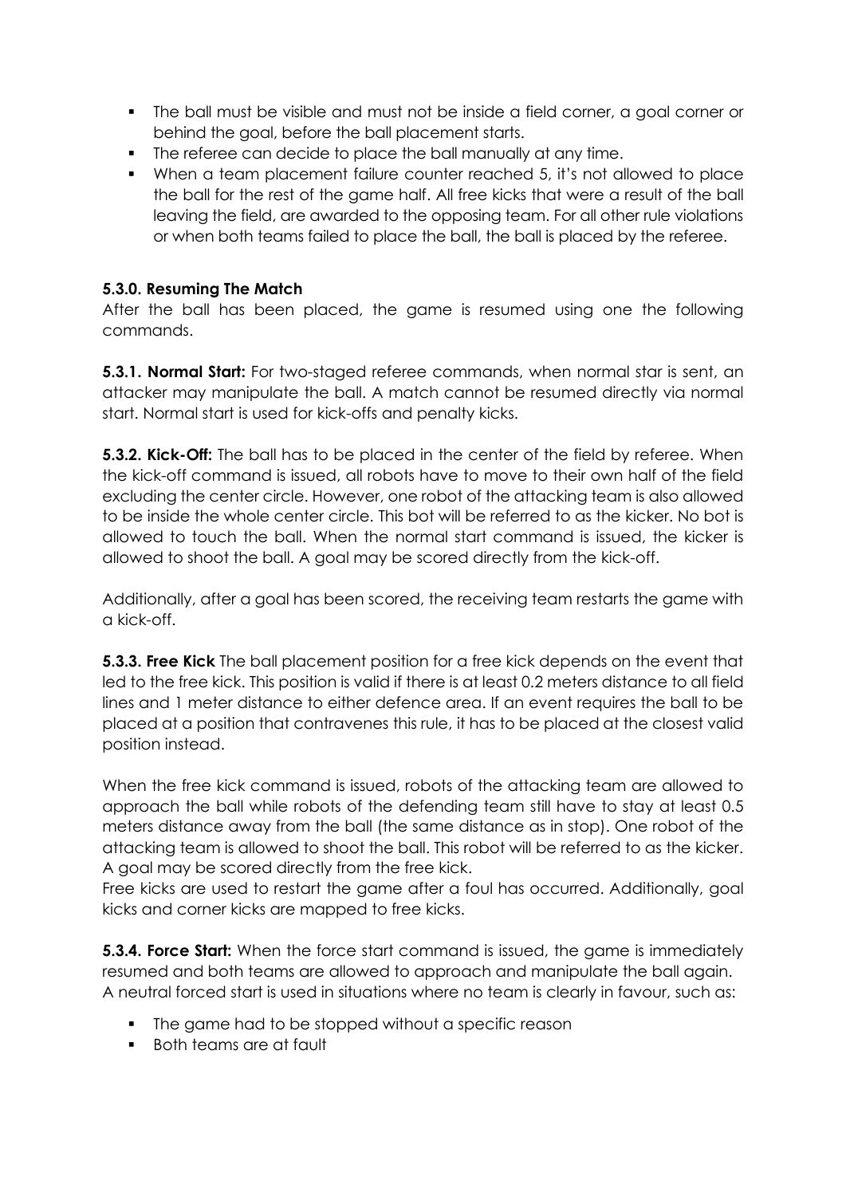- The ball must be visible and must not be inside a field corner, a goal corner or behind the goal, before the ball placement starts.
- The referee can decide to place the ball manually at any time.
- When a team placement failure counter reached 5, it's not allowed to place the ball for the rest of the game half. All free kicks that were a result of the ball leaving the field, are awarded to the opposing team. For all other rule violations or when both teams failed to place the ball, the ball is placed by the referee.

#### 5.3.0. Resuming The Match

After the ball has been placed, the game is resumed using one the following commands.

**5.3.1. Normal Start:** For two-staged referee commands, when normal star is sent, an attacker may manipulate the ball. A match cannot be resumed directly via normal start. Normal start is used for kick-offs and penalty kicks.

**5.3.2. Kick-Off:** The ball has to be placed in the center of the field by referee. When the kick-off command is issued, all robots have to move to their own half of the field excluding the center circle. However, one robot of the attacking team is also allowed to be inside the whole center circle. This bot will be referred to as the kicker. No bot is allowed to touch the ball. When the normal start command is issued, the kicker is allowed to shoot the ball. A goal may be scored directly from the kick-off.

Additionally, after a goal has been scored, the receiving team restarts the game with a kick-off.

**5.3.3. Free Kick** The ball placement position for a free kick depends on the event that led to the free kick. This position is valid if there is at least 0.2 meters distance to all field lines and 1 meter distance to either defence area. If an event requires the ball to be placed at a position that contravenes this rule, it has to be placed at the closest valid position instead.

When the free kick command is issued, robots of the attacking team are allowed to approach the ball while robots of the defending team still have to stay at least 0.5 meters distance away from the ball (the same distance as in stop). One robot of the attacking team is allowed to shoot the ball. This robot will be referred to as the kicker. A goal may be scored directly from the free kick.
Free kicks are used to restart the game after a foul has occurred. Additionally, goal kicks and corner kicks are mapped to free kicks.

**5.3.4. Force Start:** When the force start command is issued, the game is immediately resumed and both teams are allowed to approach and manipulate the ball again.
A neutral forced start is used in situations where no team is clearly in favour, such as:

- The game had to be stopped without a specific reason
- Both teams are at fault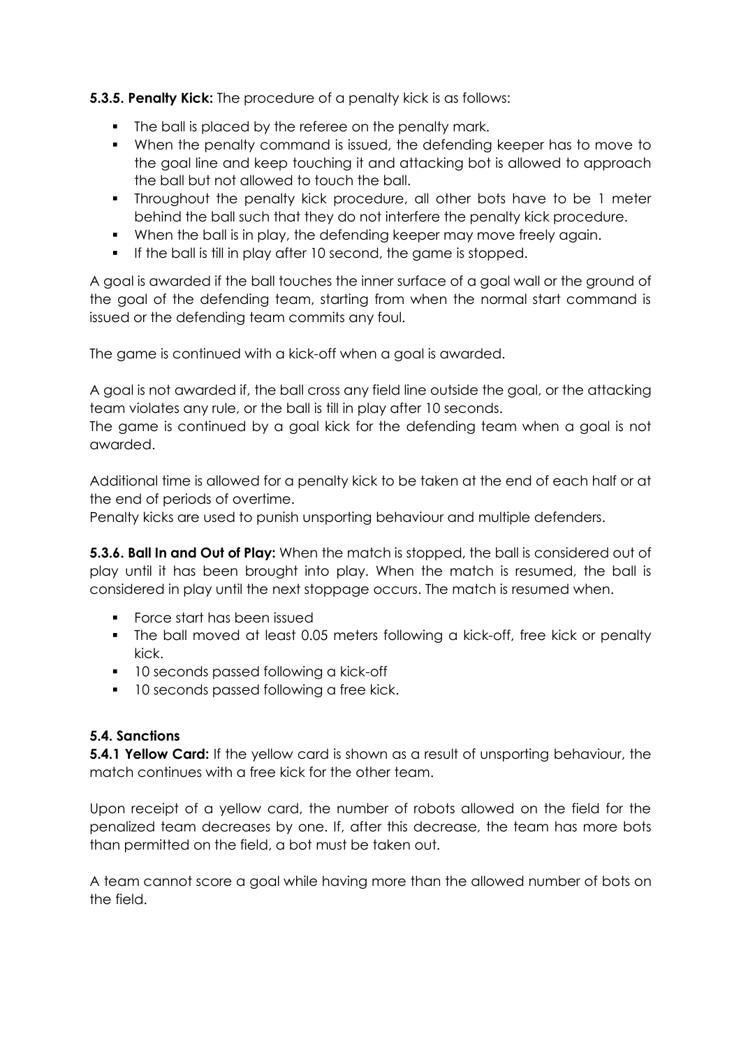**5.3.5. Penalty Kick:** The procedure of a penalty kick is as follows:

- The ball is placed by the referee on the penalty mark.
- When the penalty command is issued, the defending keeper has to move to the goal line and keep touching it and attacking bot is allowed to approach the ball but not allowed to touch the ball.
- Throughout the penalty kick procedure, all other bots have to be 1 meter behind the ball such that they do not interfere the penalty kick procedure.
- When the ball is in play, the defending keeper may move freely again.
- If the ball is till in play after 10 second, the game is stopped.

A goal is awarded if the ball touches the inner surface of a goal wall or the ground of the goal of the defending team, starting from when the normal start command is issued or the defending team commits any foul.

The game is continued with a kick-off when a goal is awarded.

A goal is not awarded if, the ball cross any field line outside the goal, or the attacking team violates any rule, or the ball is till in play after 10 seconds.
The game is continued by a goal kick for the defending team when a goal is not awarded.

Additional time is allowed for a penalty kick to be taken at the end of each half or at the end of periods of overtime.
Penalty kicks are used to punish unsporting behaviour and multiple defenders.

**5.3.6. Ball In and Out of Play:** When the match is stopped, the ball is considered out of play until it has been brought into play. When the match is resumed, the ball is considered in play until the next stoppage occurs. The match is resumed when.

- Force start has been issued
- The ball moved at least 0.05 meters following a kick-off, free kick or penalty kick.
- 10 seconds passed following a kick-off
- 10 seconds passed following a free kick.

### 5.4. Sanctions

**5.4.1 Yellow Card:** If the yellow card is shown as a result of unsporting behaviour, the match continues with a free kick for the other team.

Upon receipt of a yellow card, the number of robots allowed on the field for the penalized team decreases by one. If, after this decrease, the team has more bots than permitted on the field, a bot must be taken out.

A team cannot score a goal while having more than the allowed number of bots on the field.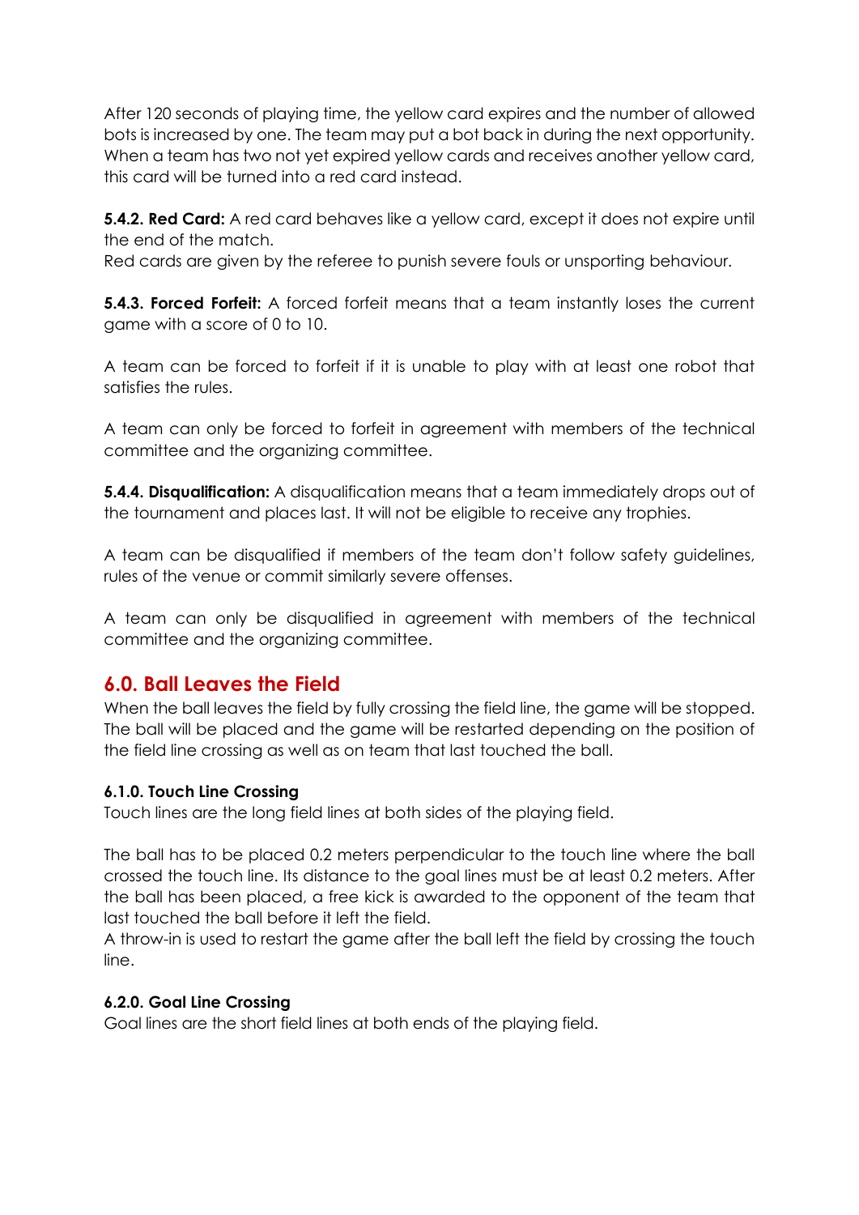After 120 seconds of playing time, the yellow card expires and the number of allowed bots is increased by one. The team may put a bot back in during the next opportunity. When a team has two not yet expired yellow cards and receives another yellow card, this card will be turned into a red card instead.

**5.4.2. Red Card:** A red card behaves like a yellow card, except it does not expire until the end of the match.
Red cards are given by the referee to punish severe fouls or unsporting behaviour.

**5.4.3. Forced Forfeit:** A forced forfeit means that a team instantly loses the current game with a score of 0 to 10.

A team can be forced to forfeit if it is unable to play with at least one robot that satisfies the rules.

A team can only be forced to forfeit in agreement with members of the technical committee and the organizing committee.

**5.4.4. Disqualification:** A disqualification means that a team immediately drops out of the tournament and places last. It will not be eligible to receive any trophies.

A team can be disqualified if members of the team don't follow safety guidelines, rules of the venue or commit similarly severe offenses.

A team can only be disqualified in agreement with members of the technical committee and the organizing committee.

## 6.0. Ball Leaves the Field

When the ball leaves the field by fully crossing the field line, the game will be stopped. The ball will be placed and the game will be restarted depending on the position of the field line crossing as well as on team that last touched the ball.

### 6.1.0. Touch Line Crossing

Touch lines are the long field lines at both sides of the playing field.

The ball has to be placed 0.2 meters perpendicular to the touch line where the ball crossed the touch line. Its distance to the goal lines must be at least 0.2 meters. After the ball has been placed, a free kick is awarded to the opponent of the team that last touched the ball before it left the field.
A throw-in is used to restart the game after the ball left the field by crossing the touch line.

### 6.2.0. Goal Line Crossing

Goal lines are the short field lines at both ends of the playing field.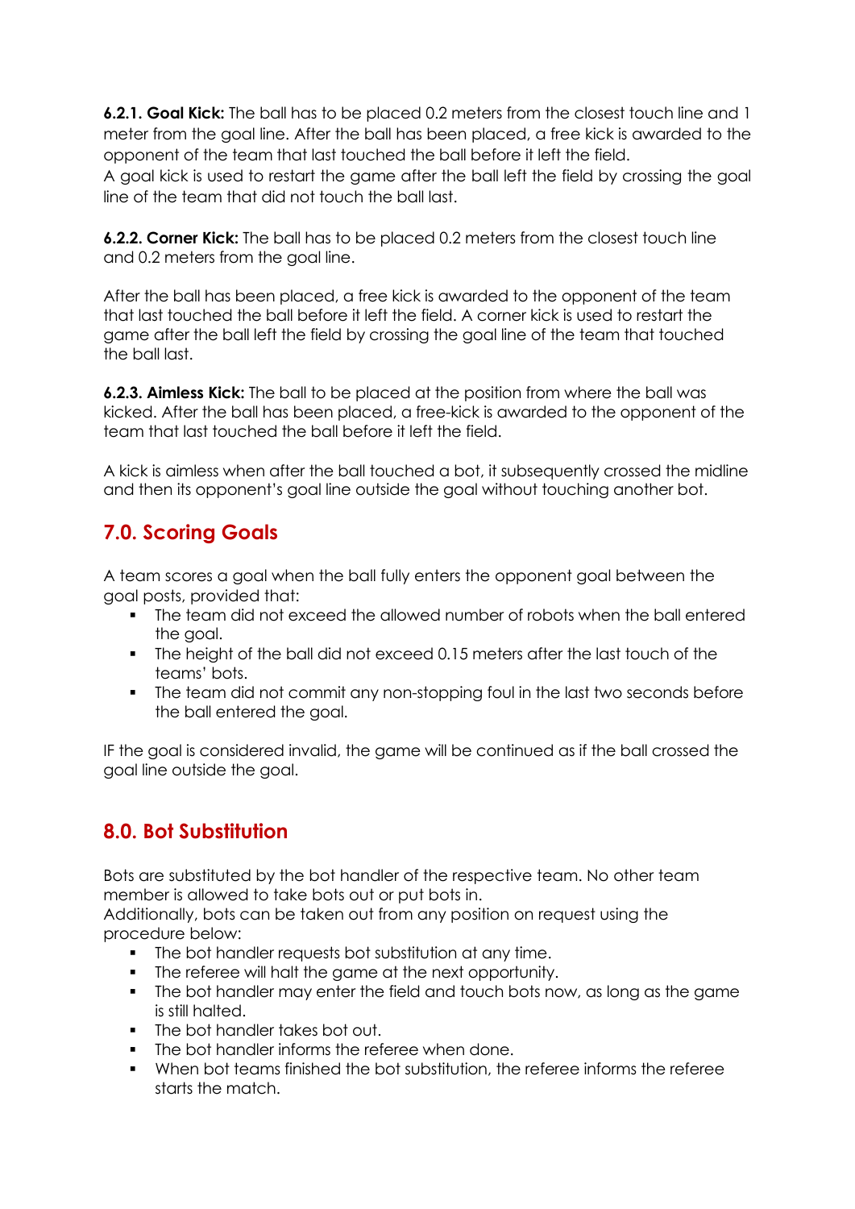**6.2.1. Goal Kick:** The ball has to be placed 0.2 meters from the closest touch line and 1 meter from the goal line. After the ball has been placed, a free kick is awarded to the opponent of the team that last touched the ball before it left the field.
A goal kick is used to restart the game after the ball left the field by crossing the goal line of the team that did not touch the ball last.

**6.2.2. Corner Kick:** The ball has to be placed 0.2 meters from the closest touch line and 0.2 meters from the goal line.

After the ball has been placed, a free kick is awarded to the opponent of the team that last touched the ball before it left the field. A corner kick is used to restart the game after the ball left the field by crossing the goal line of the team that touched the ball last.

**6.2.3. Aimless Kick:** The ball to be placed at the position from where the ball was kicked. After the ball has been placed, a free-kick is awarded to the opponent of the team that last touched the ball before it left the field.

A kick is aimless when after the ball touched a bot, it subsequently crossed the midline and then its opponent's goal line outside the goal without touching another bot.

## 7.0. Scoring Goals

A team scores a goal when the ball fully enters the opponent goal between the goal posts, provided that:

- The team did not exceed the allowed number of robots when the ball entered the goal.
- The height of the ball did not exceed 0.15 meters after the last touch of the teams' bots.
- The team did not commit any non-stopping foul in the last two seconds before the ball entered the goal.

IF the goal is considered invalid, the game will be continued as if the ball crossed the goal line outside the goal.

## 8.0. Bot Substitution

Bots are substituted by the bot handler of the respective team. No other team member is allowed to take bots out or put bots in.
Additionally, bots can be taken out from any position on request using the procedure below:

- The bot handler requests bot substitution at any time.
- The referee will halt the game at the next opportunity.
- The bot handler may enter the field and touch bots now, as long as the game is still halted.
- The bot handler takes bot out.
- The bot handler informs the referee when done.
- When bot teams finished the bot substitution, the referee informs the referee starts the match.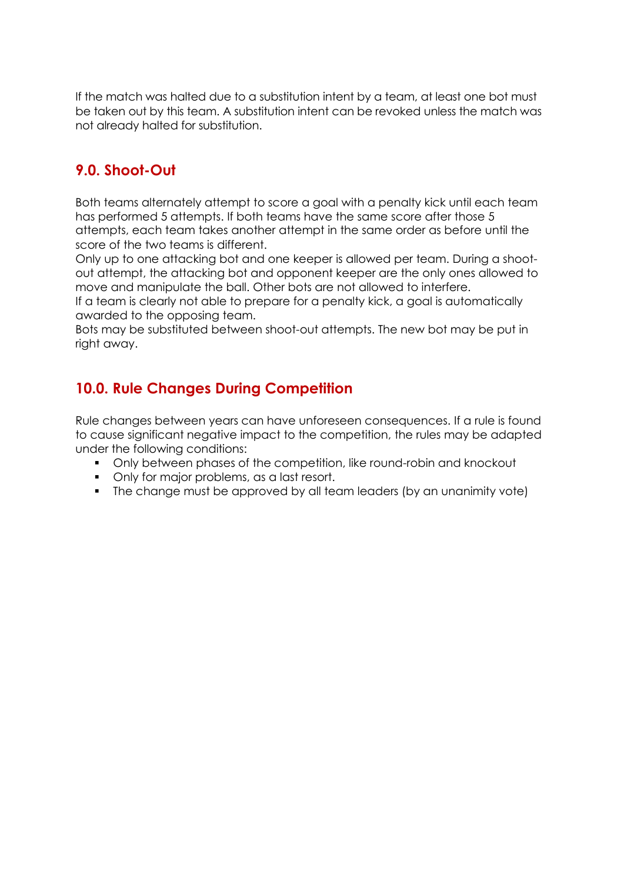If the match was halted due to a substitution intent by a team, at least one bot must be taken out by this team. A substitution intent can be revoked unless the match was not already halted for substitution.

## 9.0. Shoot-Out

Both teams alternately attempt to score a goal with a penalty kick until each team has performed 5 attempts. If both teams have the same score after those 5 attempts, each team takes another attempt in the same order as before until the score of the two teams is different.
Only up to one attacking bot and one keeper is allowed per team. During a shoot-out attempt, the attacking bot and opponent keeper are the only ones allowed to move and manipulate the ball. Other bots are not allowed to interfere.
If a team is clearly not able to prepare for a penalty kick, a goal is automatically awarded to the opposing team.
Bots may be substituted between shoot-out attempts. The new bot may be put in right away.

## 10.0. Rule Changes During Competition

Rule changes between years can have unforeseen consequences. If a rule is found to cause significant negative impact to the competition, the rules may be adapted under the following conditions:

- Only between phases of the competition, like round-robin and knockout
- Only for major problems, as a last resort.
- The change must be approved by all team leaders (by an unanimity vote)